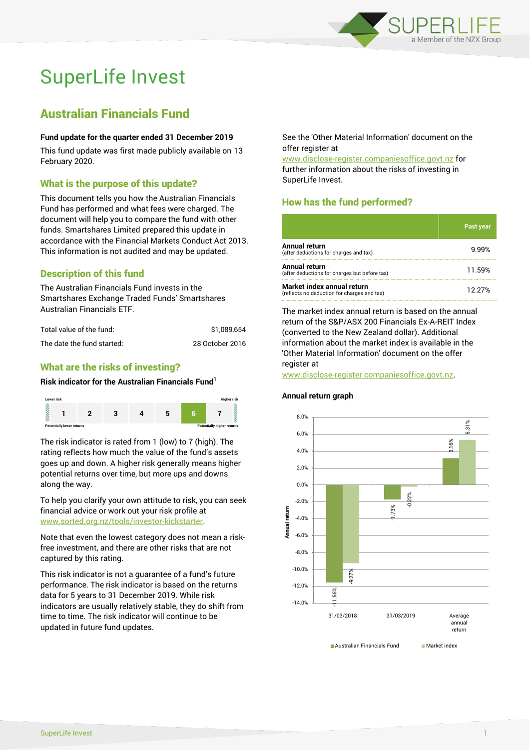# SuperLife Invest

## Australian Financials Fund

**Fund update for the quarter ended 31 December 2019**

This fund update was first made publicly available on 13 February 2020.

### What is the purpose of this update?

This document tells you how the Australian Financials Fund has performed and what fees were charged. The document will help you to compare the fund with other funds. Smartshares Limited prepared this update in accordance with the Financial Markets Conduct Act 2013. This information is not audited and may be updated.

### Description of this fund

The Australian Financials Fund invests in the Smartshares Exchange Traded Funds' Smartshares Australian Financials ETF.

| | |
|---|---|
| Total value of the fund: | $1,089,654 |
| The date the fund started: | 28 October 2016 |

### What are the risks of investing?

**Risk indicator for the Australian Financials Fund[1]**

| Lower risk | | | | | | Higher risk |
|---|---|---|---|---|---|---|
| 1 | 2 | 3 | 4 | 5 | **6** | 7 |
| Potentially lower returns | | | | | | Potentially higher returns |

The risk indicator is rated from 1 (low) to 7 (high). The rating reflects how much the value of the fund's assets goes up and down. A higher risk generally means higher potential returns over time, but more ups and downs along the way.

To help you clarify your own attitude to risk, you can seek financial advice or work out your risk profile at www.sorted.org.nz/tools/investor-kickstarter.

Note that even the lowest category does not mean a risk-free investment, and there are other risks that are not captured by this rating.

This risk indicator is not a guarantee of a fund's future performance. The risk indicator is based on the returns data for 5 years to 31 December 2019. While risk indicators are usually relatively stable, they do shift from time to time. The risk indicator will continue to be updated in future fund updates.

See the 'Other Material Information' document on the offer register at www.disclose-register.companiesoffice.govt.nz for further information about the risks of investing in SuperLife Invest.

### How has the fund performed?

| | Past year |
|---|---|
| **Annual return** (after deductions for charges and tax) | 9.99% |
| **Annual return** (after deductions for charges but before tax) | 11.59% |
| **Market index annual return** (reflects no deduction for charges and tax) | 12.27% |

The market index annual return is based on the annual return of the S&P/ASX 200 Financials Ex-A-REIT Index (converted to the New Zealand dollar). Additional information about the market index is available in the 'Other Material Information' document on the offer register at www.disclose-register.companiesoffice.govt.nz.

**Annual return graph**

| | Australian Financials Fund | Market index |
|---|---|---|
| 31/03/2018 | -11.56% | -9.27% |
| 31/03/2019 | -1.73% | -0.22% |
| Average annual return | 3.16% | 5.31% |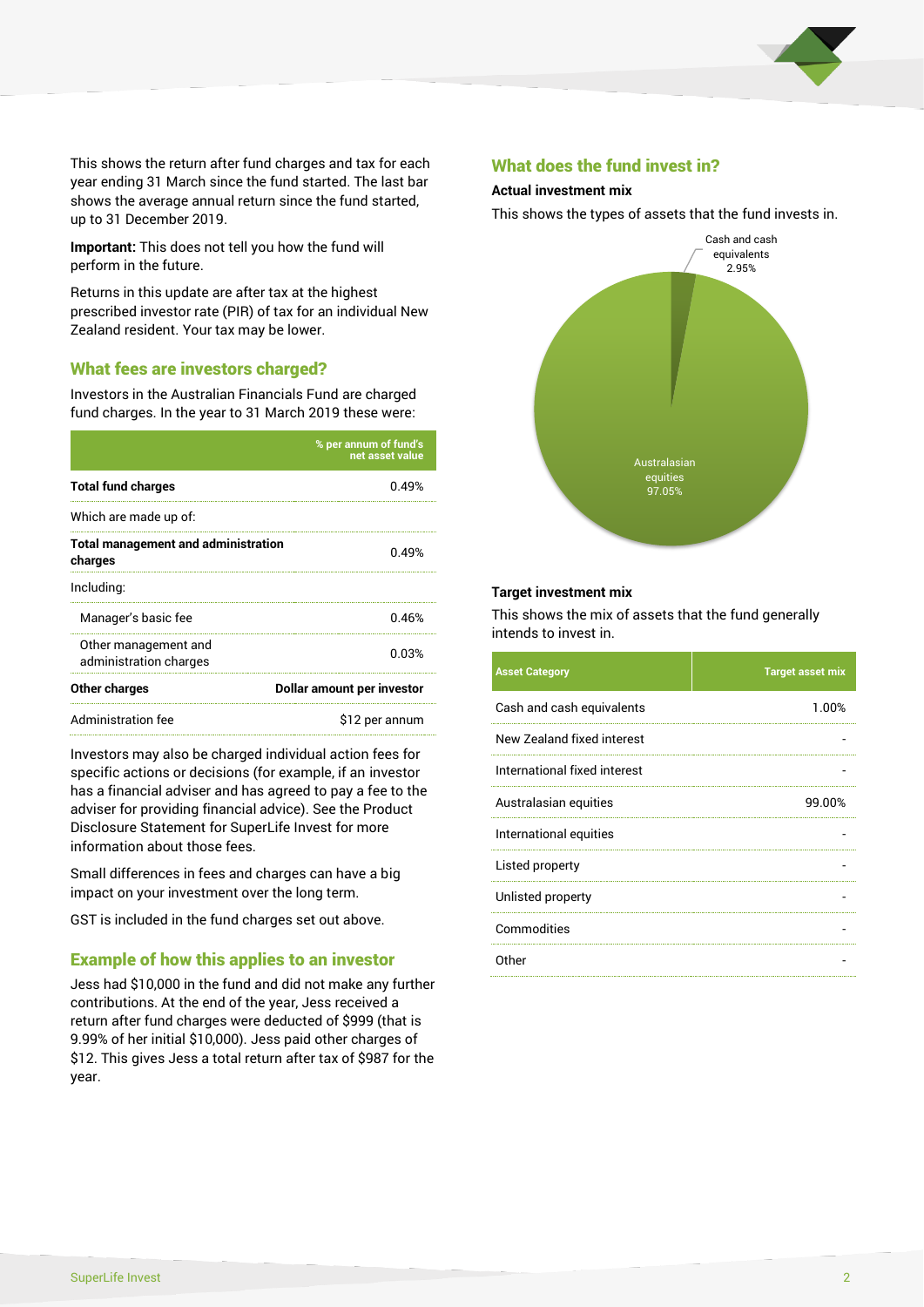This shows the return after fund charges and tax for each year ending 31 March since the fund started. The last bar shows the average annual return since the fund started, up to 31 December 2019.

**Important:** This does not tell you how the fund will perform in the future.

Returns in this update are after tax at the highest prescribed investor rate (PIR) of tax for an individual New Zealand resident. Your tax may be lower.

## What fees are investors charged?

Investors in the Australian Financials Fund are charged fund charges. In the year to 31 March 2019 these were:

| | % per annum of fund's net asset value |
|---|---|
| **Total fund charges** | 0.49% |
| Which are made up of: | |
| **Total management and administration charges** | 0.49% |
| Including: | |
| Manager's basic fee | 0.46% |
| Other management and administration charges | 0.03% |
| **Other charges** | **Dollar amount per investor** |
| Administration fee | $12 per annum |

Investors may also be charged individual action fees for specific actions or decisions (for example, if an investor has a financial adviser and has agreed to pay a fee to the adviser for providing financial advice). See the Product Disclosure Statement for SuperLife Invest for more information about those fees.

Small differences in fees and charges can have a big impact on your investment over the long term.

GST is included in the fund charges set out above.

## Example of how this applies to an investor

Jess had $10,000 in the fund and did not make any further contributions. At the end of the year, Jess received a return after fund charges were deducted of $999 (that is 9.99% of her initial $10,000). Jess paid other charges of $12. This gives Jess a total return after tax of $987 for the year.

## What does the fund invest in?

### Actual investment mix

This shows the types of assets that the fund invests in.

Cash and cash equivalents 2.95%

Australasian equities 97.05%

### Target investment mix

This shows the mix of assets that the fund generally intends to invest in.

| Asset Category | Target asset mix |
|---|---|
| Cash and cash equivalents | 1.00% |
| New Zealand fixed interest | - |
| International fixed interest | - |
| Australasian equities | 99.00% |
| International equities | - |
| Listed property | - |
| Unlisted property | - |
| Commodities | - |
| Other | - |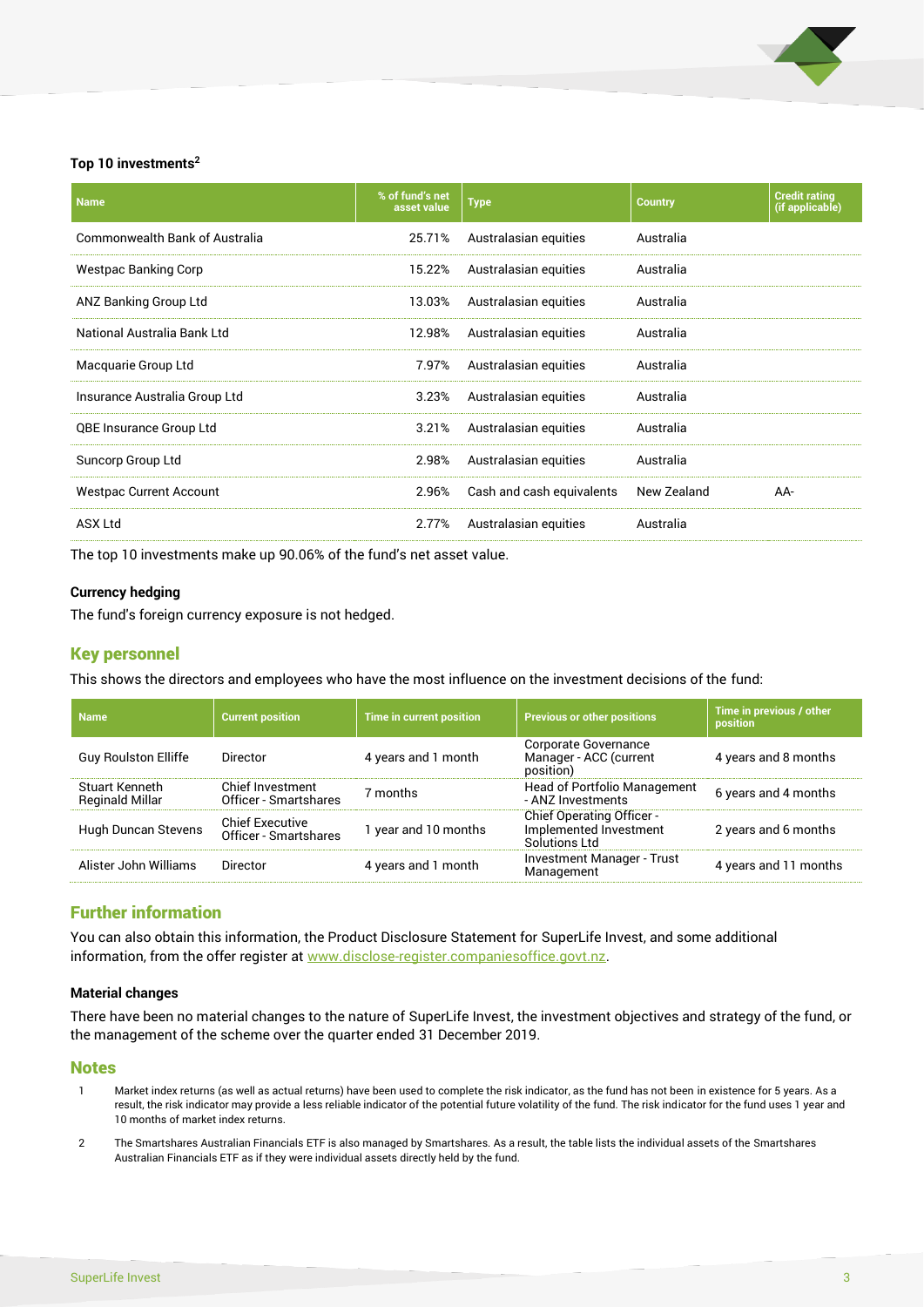### Top 10 investments[2]

| Name | % of fund's net asset value | Type | Country | Credit rating (if applicable) |
|---|---|---|---|---|
| Commonwealth Bank of Australia | 25.71% | Australasian equities | Australia | |
| Westpac Banking Corp | 15.22% | Australasian equities | Australia | |
| ANZ Banking Group Ltd | 13.03% | Australasian equities | Australia | |
| National Australia Bank Ltd | 12.98% | Australasian equities | Australia | |
| Macquarie Group Ltd | 7.97% | Australasian equities | Australia | |
| Insurance Australia Group Ltd | 3.23% | Australasian equities | Australia | |
| QBE Insurance Group Ltd | 3.21% | Australasian equities | Australia | |
| Suncorp Group Ltd | 2.98% | Australasian equities | Australia | |
| Westpac Current Account | 2.96% | Cash and cash equivalents | New Zealand | AA- |
| ASX Ltd | 2.77% | Australasian equities | Australia | |

The top 10 investments make up 90.06% of the fund's net asset value.

### Currency hedging

The fund's foreign currency exposure is not hedged.

## Key personnel

This shows the directors and employees who have the most influence on the investment decisions of the fund:

| Name | Current position | Time in current position | Previous or other positions | Time in previous / other position |
|---|---|---|---|---|
| Guy Roulston Elliffe | Director | 4 years and 1 month | Corporate Governance Manager - ACC (current position) | 4 years and 8 months |
| Stuart Kenneth Reginald Millar | Chief Investment Officer - Smartshares | 7 months | Head of Portfolio Management - ANZ Investments | 6 years and 4 months |
| Hugh Duncan Stevens | Chief Executive Officer - Smartshares | 1 year and 10 months | Chief Operating Officer - Implemented Investment Solutions Ltd | 2 years and 6 months |
| Alister John Williams | Director | 4 years and 1 month | Investment Manager - Trust Management | 4 years and 11 months |

## Further information

You can also obtain this information, the Product Disclosure Statement for SuperLife Invest, and some additional information, from the offer register at www.disclose-register.companiesoffice.govt.nz.

### Material changes

There have been no material changes to the nature of SuperLife Invest, the investment objectives and strategy of the fund, or the management of the scheme over the quarter ended 31 December 2019.

## Notes

1. Market index returns (as well as actual returns) have been used to complete the risk indicator, as the fund has not been in existence for 5 years. As a result, the risk indicator may provide a less reliable indicator of the potential future volatility of the fund. The risk indicator for the fund uses 1 year and 10 months of market index returns.
2. The Smartshares Australian Financials ETF is also managed by Smartshares. As a result, the table lists the individual assets of the Smartshares Australian Financials ETF as if they were individual assets directly held by the fund.